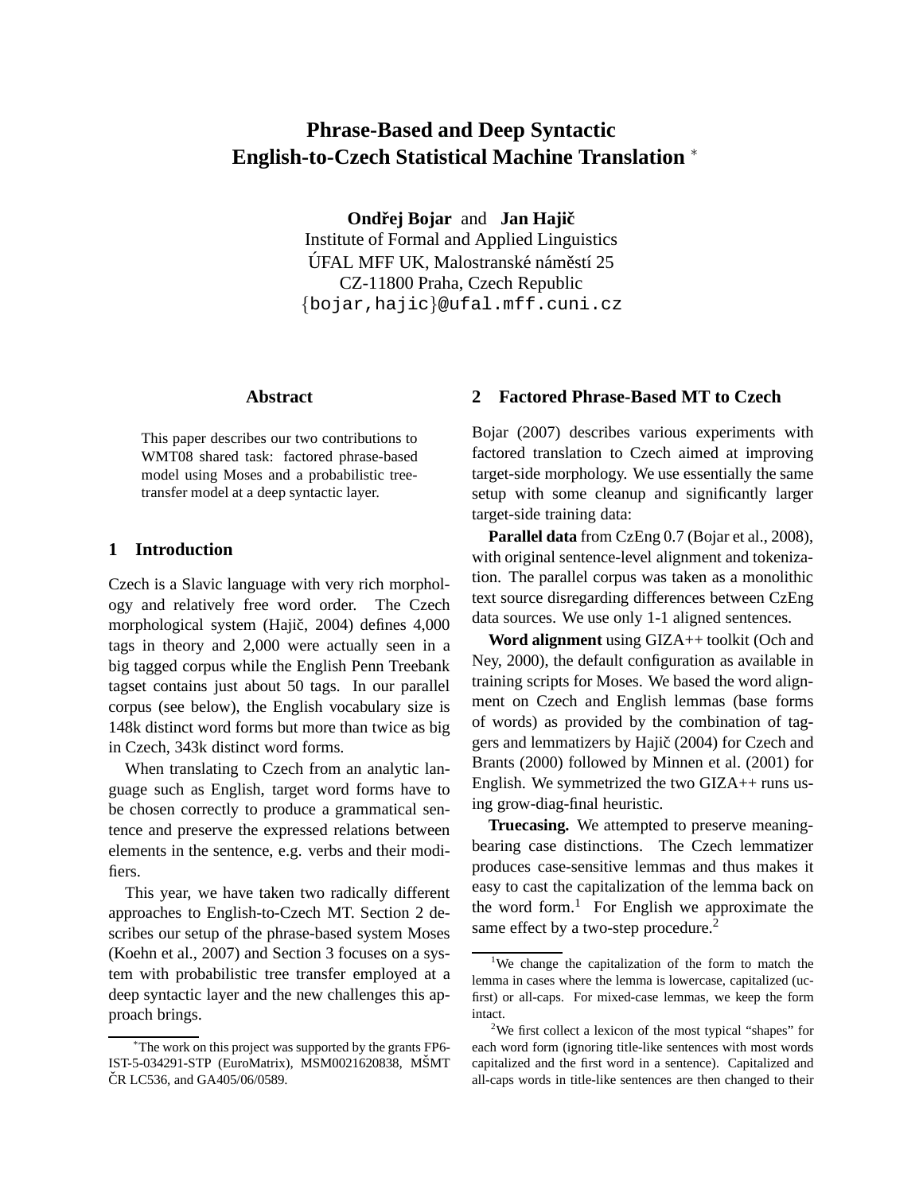# Phrase-Based and Deep Syntactic English-to-Czech Statistical Machine Translation *

**Ondřej Bojar** and **Jan Hajič**
Institute of Formal and Applied Linguistics
ÚFAL MFF UK, Malostranské náměstí 25
CZ-11800 Praha, Czech Republic
{bojar,hajic}@ufal.mff.cuni.cz

## Abstract

This paper describes our two contributions to WMT08 shared task: factored phrase-based model using Moses and a probabilistic tree-transfer model at a deep syntactic layer.

## 1 Introduction

Czech is a Slavic language with very rich morphology and relatively free word order. The Czech morphological system (Hajič, 2004) defines 4,000 tags in theory and 2,000 were actually seen in a big tagged corpus while the English Penn Treebank tagset contains just about 50 tags. In our parallel corpus (see below), the English vocabulary size is 148k distinct word forms but more than twice as big in Czech, 343k distinct word forms.

When translating to Czech from an analytic language such as English, target word forms have to be chosen correctly to produce a grammatical sentence and preserve the expressed relations between elements in the sentence, e.g. verbs and their modifiers.

This year, we have taken two radically different approaches to English-to-Czech MT. Section 2 describes our setup of the phrase-based system Moses (Koehn et al., 2007) and Section 3 focuses on a system with probabilistic tree transfer employed at a deep syntactic layer and the new challenges this approach brings.

*The work on this project was supported by the grants FP6-IST-5-034291-STP (EuroMatrix), MSM0021620838, MŠMT ČR LC536, and GA405/06/0589.

## 2 Factored Phrase-Based MT to Czech

Bojar (2007) describes various experiments with factored translation to Czech aimed at improving target-side morphology. We use essentially the same setup with some cleanup and significantly larger target-side training data:

**Parallel data** from CzEng 0.7 (Bojar et al., 2008), with original sentence-level alignment and tokenization. The parallel corpus was taken as a monolithic text source disregarding differences between CzEng data sources. We use only 1-1 aligned sentences.

**Word alignment** using GIZA++ toolkit (Och and Ney, 2000), the default configuration as available in training scripts for Moses. We based the word alignment on Czech and English lemmas (base forms of words) as provided by the combination of taggers and lemmatizers by Hajič (2004) for Czech and Brants (2000) followed by Minnen et al. (2001) for English. We symmetrized the two GIZA++ runs using grow-diag-final heuristic.

**Truecasing.** We attempted to preserve meaning-bearing case distinctions. The Czech lemmatizer produces case-sensitive lemmas and thus makes it easy to cast the capitalization of the lemma back on the word form.[1] For English we approximate the same effect by a two-step procedure.[2]

[1] We change the capitalization of the form to match the lemma in cases where the lemma is lowercase, capitalized (ucfirst) or all-caps. For mixed-case lemmas, we keep the form intact.

[2] We first collect a lexicon of the most typical "shapes" for each word form (ignoring title-like sentences with most words capitalized and the first word in a sentence). Capitalized and all-caps words in title-like sentences are then changed to their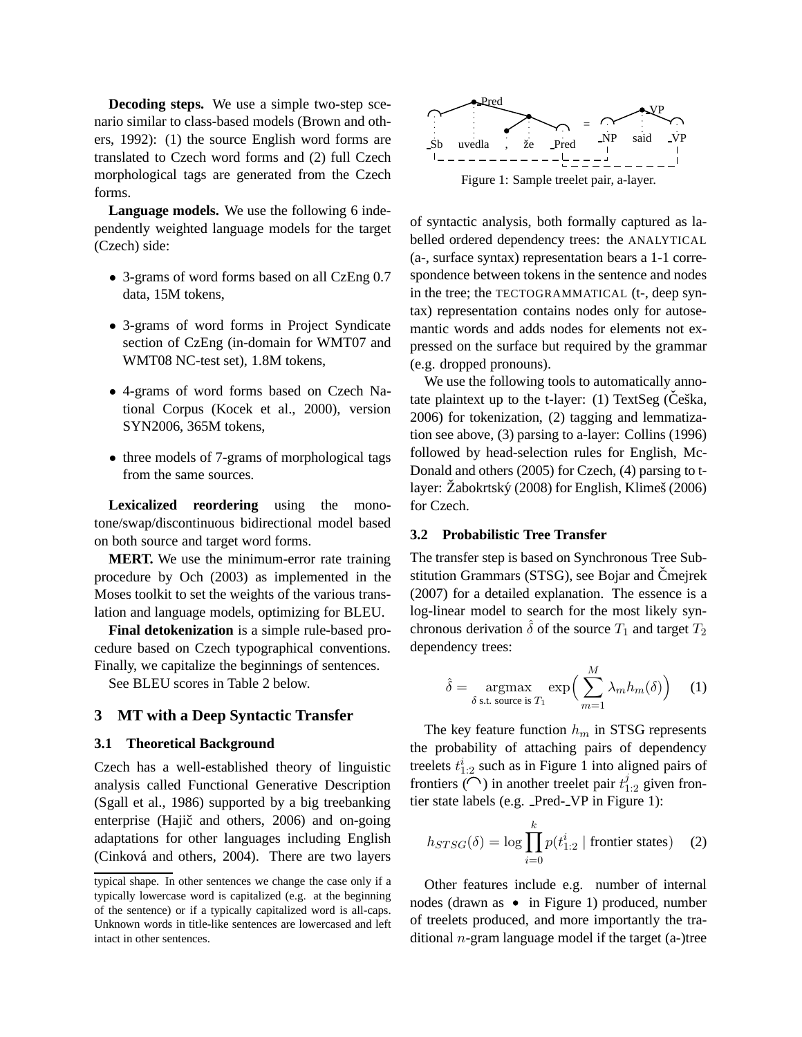**Decoding steps.** We use a simple two-step scenario similar to class-based models (Brown and others, 1992): (1) the source English word forms are translated to Czech word forms and (2) full Czech morphological tags are generated from the Czech forms.

**Language models.** We use the following 6 independently weighted language models for the target (Czech) side:

- 3-grams of word forms based on all CzEng 0.7 data, 15M tokens,
- 3-grams of word forms in Project Syndicate section of CzEng (in-domain for WMT07 and WMT08 NC-test set), 1.8M tokens,
- 4-grams of word forms based on Czech National Corpus (Kocek et al., 2000), version SYN2006, 365M tokens,
- three models of 7-grams of morphological tags from the same sources.

**Lexicalized reordering** using the monotone/swap/discontinuous bidirectional model based on both source and target word forms.

**MERT.** We use the minimum-error rate training procedure by Och (2003) as implemented in the Moses toolkit to set the weights of the various translation and language models, optimizing for BLEU.

**Final detokenization** is a simple rule-based procedure based on Czech typographical conventions. Finally, we capitalize the beginnings of sentences.

See BLEU scores in Table 2 below.

## 3 MT with a Deep Syntactic Transfer

### 3.1 Theoretical Background

Czech has a well-established theory of linguistic analysis called Functional Generative Description (Sgall et al., 1986) supported by a big treebanking enterprise (Hajič and others, 2006) and on-going adaptations for other languages including English (Cinková and others, 2004). There are two layers of syntactic analysis, both formally captured as labelled ordered dependency trees: the ANALYTICAL (a-, surface syntax) representation bears a 1-1 correspondence between tokens in the sentence and nodes in the tree; the TECTOGRAMMATICAL (t-, deep syntax) representation contains nodes only for autosemantic words and adds nodes for elements not expressed on the surface but required by the grammar (e.g. dropped pronouns).

typical shape. In other sentences we change the case only if a typically lowercase word is capitalized (e.g. at the beginning of the sentence) or if a typically capitalized word is all-caps. Unknown words in title-like sentences are lowercased and left intact in other sentences.

Figure 1: Sample treelet pair, a-layer.

We use the following tools to automatically annotate plaintext up to the t-layer: (1) TextSeg (Češka, 2006) for tokenization, (2) tagging and lemmatization see above, (3) parsing to a-layer: Collins (1996) followed by head-selection rules for English, McDonald and others (2005) for Czech, (4) parsing to t-layer: Žabokrtský (2008) for English, Klimeš (2006) for Czech.

### 3.2 Probabilistic Tree Transfer

The transfer step is based on Synchronous Tree Substitution Grammars (STSG), see Bojar and Čmejrek (2007) for a detailed explanation. The essence is a log-linear model to search for the most likely synchronous derivation $\hat{\delta}$ of the source $T_1$ and target $T_2$ dependency trees:

$$\hat{\delta} = \underset{\delta \text{ s.t. source is } T_1}{\operatorname{argmax}} \exp\Big(\sum_{m=1}^{M} \lambda_m h_m(\delta)\Big) \quad (1)$$

The key feature function $h_m$ in STSG represents the probability of attaching pairs of dependency treelets $t^i_{1:2}$ such as in Figure 1 into aligned pairs of frontiers ($\frown$) in another treelet pair $t^j_{1:2}$ given frontier state labels (e.g. _Pred-_VP in Figure 1):

$$h_{STSG}(\delta) = \log \prod_{i=0}^{k} p(t^i_{1:2} \mid \text{frontier states}) \quad (2)$$

Other features include e.g. number of internal nodes (drawn as $\bullet$ in Figure 1) produced, number of treelets produced, and more importantly the traditional $n$-gram language model if the target (a-)tree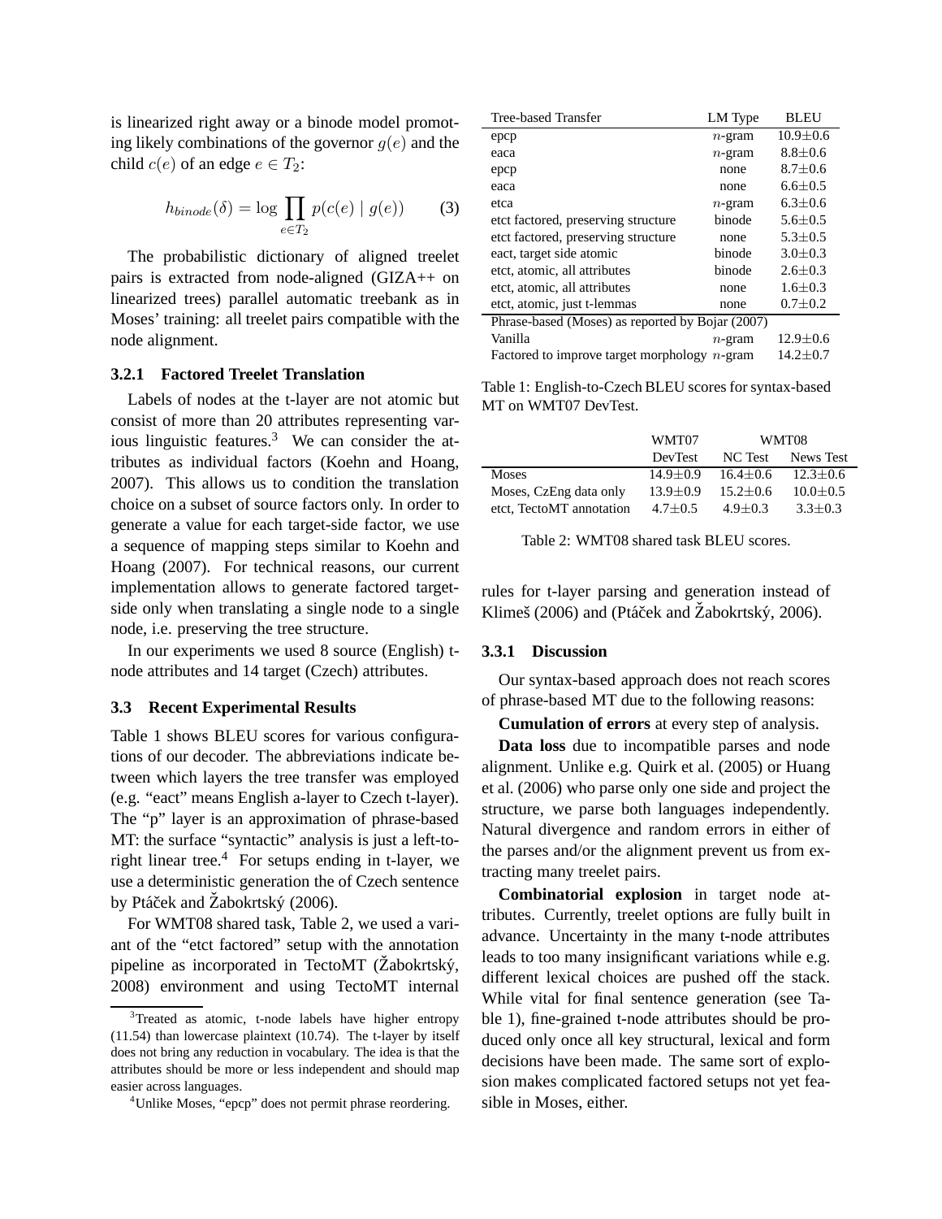is linearized right away or a binode model promoting likely combinations of the governor $g(e)$ and the child $c(e)$ of an edge $e \in T_2$:

$$h_{binode}(\delta) = \log \prod_{e \in T_2} p(c(e) \mid g(e)) \qquad (3)$$

The probabilistic dictionary of aligned treelet pairs is extracted from node-aligned (GIZA++ on linearized trees) parallel automatic treebank as in Moses' training: all treelet pairs compatible with the node alignment.

#### 3.2.1 Factored Treelet Translation

Labels of nodes at the t-layer are not atomic but consist of more than 20 attributes representing various linguistic features.[3] We can consider the attributes as individual factors (Koehn and Hoang, 2007). This allows us to condition the translation choice on a subset of source factors only. In order to generate a value for each target-side factor, we use a sequence of mapping steps similar to Koehn and Hoang (2007). For technical reasons, our current implementation allows to generate factored target-side only when translating a single node to a single node, i.e. preserving the tree structure.

In our experiments we used 8 source (English) t-node attributes and 14 target (Czech) attributes.

### 3.3 Recent Experimental Results

Table 1 shows BLEU scores for various configurations of our decoder. The abbreviations indicate between which layers the tree transfer was employed (e.g. "eact" means English a-layer to Czech t-layer). The "p" layer is an approximation of phrase-based MT: the surface "syntactic" analysis is just a left-to-right linear tree.[4] For setups ending in t-layer, we use a deterministic generation the of Czech sentence by Ptáček and Žabokrtský (2006).

For WMT08 shared task, Table 2, we used a variant of the "etct factored" setup with the annotation pipeline as incorporated in TectoMT (Žabokrtský, 2008) environment and using TectoMT internal rules for t-layer parsing and generation instead of Klimeš (2006) and (Ptáček and Žabokrtský, 2006).

| Tree-based Transfer | LM Type | BLEU |
|---|---|---|
| epcp | $n$-gram | 10.9±0.6 |
| eaca | $n$-gram | 8.8±0.6 |
| epcp | none | 8.7±0.6 |
| eaca | none | 6.6±0.5 |
| etca | $n$-gram | 6.3±0.6 |
| etct factored, preserving structure | binode | 5.6±0.5 |
| etct factored, preserving structure | none | 5.3±0.5 |
| eact, target side atomic | binode | 3.0±0.3 |
| etct, atomic, all attributes | binode | 2.6±0.3 |
| etct, atomic, all attributes | none | 1.6±0.3 |
| etct, atomic, just t-lemmas | none | 0.7±0.2 |
| Phrase-based (Moses) as reported by Bojar (2007) | | |
| Vanilla | $n$-gram | 12.9±0.6 |
| Factored to improve target morphology | $n$-gram | 14.2±0.7 |

Table 1: English-to-Czech BLEU scores for syntax-based MT on WMT07 DevTest.

| | WMT07 | WMT08 | |
|---|---|---|---|
| | DevTest | NC Test | News Test |
| Moses | 14.9±0.9 | 16.4±0.6 | 12.3±0.6 |
| Moses, CzEng data only | 13.9±0.9 | 15.2±0.6 | 10.0±0.5 |
| etct, TectoMT annotation | 4.7±0.5 | 4.9±0.3 | 3.3±0.3 |

Table 2: WMT08 shared task BLEU scores.

#### 3.3.1 Discussion

Our syntax-based approach does not reach scores of phrase-based MT due to the following reasons:

**Cumulation of errors** at every step of analysis.

**Data loss** due to incompatible parses and node alignment. Unlike e.g. Quirk et al. (2005) or Huang et al. (2006) who parse only one side and project the structure, we parse both languages independently. Natural divergence and random errors in either of the parses and/or the alignment prevent us from extracting many treelet pairs.

**Combinatorial explosion** in target node attributes. Currently, treelet options are fully built in advance. Uncertainty in the many t-node attributes leads to too many insignificant variations while e.g. different lexical choices are pushed off the stack. While vital for final sentence generation (see Table 1), fine-grained t-node attributes should be produced only once all key structural, lexical and form decisions have been made. The same sort of explosion makes complicated factored setups not yet feasible in Moses, either.

[3] Treated as atomic, t-node labels have higher entropy (11.54) than lowercase plaintext (10.74). The t-layer by itself does not bring any reduction in vocabulary. The idea is that the attributes should be more or less independent and should map easier across languages.

[4] Unlike Moses, "epcp" does not permit phrase reordering.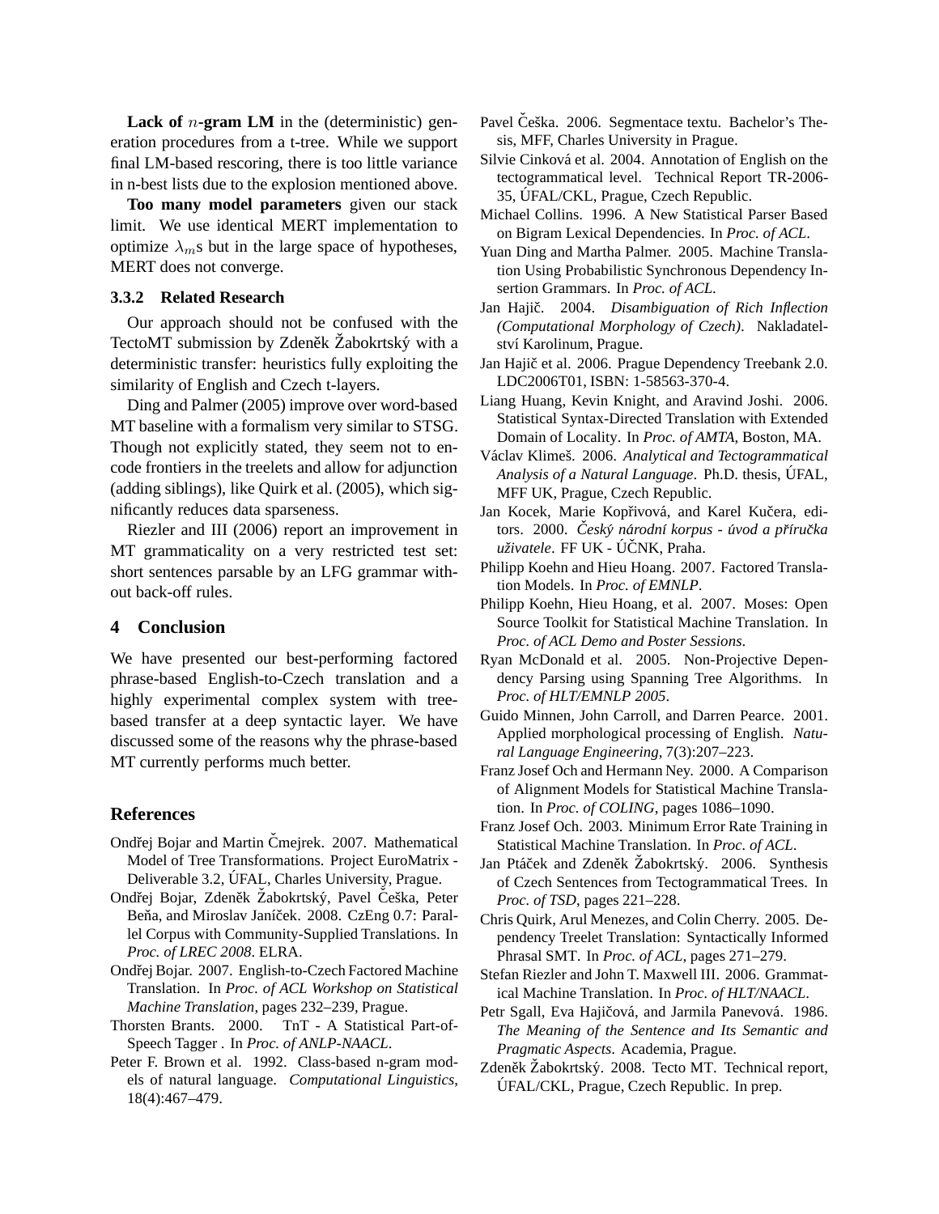**Lack of $n$-gram LM** in the (deterministic) generation procedures from a t-tree. While we support final LM-based rescoring, there is too little variance in n-best lists due to the explosion mentioned above.

**Too many model parameters** given our stack limit. We use identical MERT implementation to optimize $\lambda_m$s but in the large space of hypotheses, MERT does not converge.

### 3.3.2 Related Research

Our approach should not be confused with the TectoMT submission by Zdeněk Žabokrtský with a deterministic transfer: heuristics fully exploiting the similarity of English and Czech t-layers.

Ding and Palmer (2005) improve over word-based MT baseline with a formalism very similar to STSG. Though not explicitly stated, they seem not to encode frontiers in the treelets and allow for adjunction (adding siblings), like Quirk et al. (2005), which significantly reduces data sparseness.

Riezler and III (2006) report an improvement in MT grammaticality on a very restricted test set: short sentences parsable by an LFG grammar without back-off rules.

## 4 Conclusion

We have presented our best-performing factored phrase-based English-to-Czech translation and a highly experimental complex system with tree-based transfer at a deep syntactic layer. We have discussed some of the reasons why the phrase-based MT currently performs much better.

## References

Ondřej Bojar and Martin Čmejrek. 2007. Mathematical Model of Tree Transformations. Project EuroMatrix - Deliverable 3.2, ÚFAL, Charles University, Prague.

Ondřej Bojar, Zdeněk Žabokrtský, Pavel Češka, Peter Beňa, and Miroslav Janíček. 2008. CzEng 0.7: Parallel Corpus with Community-Supplied Translations. In *Proc. of LREC 2008*. ELRA.

Ondřej Bojar. 2007. English-to-Czech Factored Machine Translation. In *Proc. of ACL Workshop on Statistical Machine Translation*, pages 232–239, Prague.

Thorsten Brants. 2000. TnT - A Statistical Part-of-Speech Tagger . In *Proc. of ANLP-NAACL*.

Peter F. Brown et al. 1992. Class-based n-gram models of natural language. *Computational Linguistics*, 18(4):467–479.

Pavel Češka. 2006. Segmentace textu. Bachelor's Thesis, MFF, Charles University in Prague.

Silvie Cinková et al. 2004. Annotation of English on the tectogrammatical level. Technical Report TR-2006-35, ÚFAL/CKL, Prague, Czech Republic.

Michael Collins. 1996. A New Statistical Parser Based on Bigram Lexical Dependencies. In *Proc. of ACL*.

Yuan Ding and Martha Palmer. 2005. Machine Translation Using Probabilistic Synchronous Dependency Insertion Grammars. In *Proc. of ACL*.

Jan Hajič. 2004. *Disambiguation of Rich Inflection (Computational Morphology of Czech)*. Nakladatelství Karolinum, Prague.

Jan Hajič et al. 2006. Prague Dependency Treebank 2.0. LDC2006T01, ISBN: 1-58563-370-4.

Liang Huang, Kevin Knight, and Aravind Joshi. 2006. Statistical Syntax-Directed Translation with Extended Domain of Locality. In *Proc. of AMTA*, Boston, MA.

Václav Klimeš. 2006. *Analytical and Tectogrammatical Analysis of a Natural Language*. Ph.D. thesis, ÚFAL, MFF UK, Prague, Czech Republic.

Jan Kocek, Marie Kopřivová, and Karel Kučera, editors. 2000. *Český národní korpus - úvod a příručka uživatele*. FF UK - ÚČNK, Praha.

Philipp Koehn and Hieu Hoang. 2007. Factored Translation Models. In *Proc. of EMNLP*.

Philipp Koehn, Hieu Hoang, et al. 2007. Moses: Open Source Toolkit for Statistical Machine Translation. In *Proc. of ACL Demo and Poster Sessions*.

Ryan McDonald et al. 2005. Non-Projective Dependency Parsing using Spanning Tree Algorithms. In *Proc. of HLT/EMNLP 2005*.

Guido Minnen, John Carroll, and Darren Pearce. 2001. Applied morphological processing of English. *Natural Language Engineering*, 7(3):207–223.

Franz Josef Och and Hermann Ney. 2000. A Comparison of Alignment Models for Statistical Machine Translation. In *Proc. of COLING*, pages 1086–1090.

Franz Josef Och. 2003. Minimum Error Rate Training in Statistical Machine Translation. In *Proc. of ACL*.

Jan Ptáček and Zdeněk Žabokrtský. 2006. Synthesis of Czech Sentences from Tectogrammatical Trees. In *Proc. of TSD*, pages 221–228.

Chris Quirk, Arul Menezes, and Colin Cherry. 2005. Dependency Treelet Translation: Syntactically Informed Phrasal SMT. In *Proc. of ACL*, pages 271–279.

Stefan Riezler and John T. Maxwell III. 2006. Grammatical Machine Translation. In *Proc. of HLT/NAACL*.

Petr Sgall, Eva Hajičová, and Jarmila Panevová. 1986. *The Meaning of the Sentence and Its Semantic and Pragmatic Aspects*. Academia, Prague.

Zdeněk Žabokrtský. 2008. Tecto MT. Technical report, ÚFAL/CKL, Prague, Czech Republic. In prep.